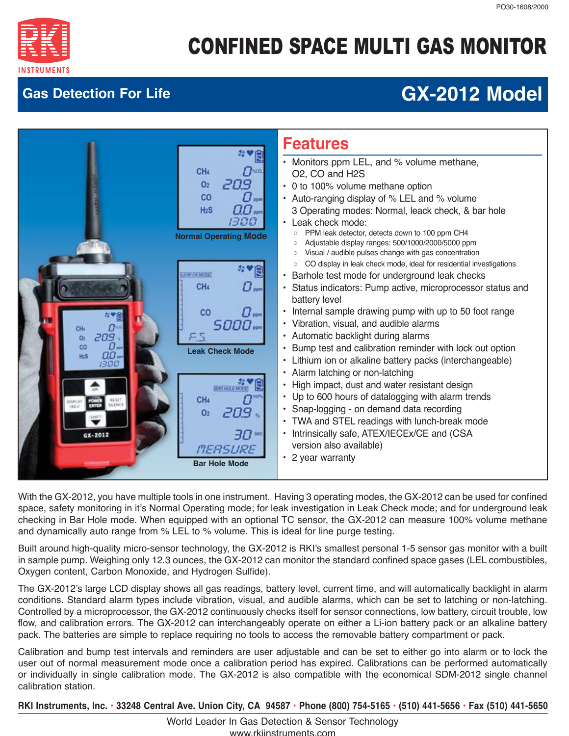# CONFINED SPACE MULTI GAS MONITOR

## Gas Detection For Life

## GX-2012 Model

Normal Operating Mode

Leak Check Mode

Bar Hole Mode

## Features

- Monitors ppm LEL, and % volume methane, O2, CO and H2S
- 0 to 100% volume methane option
- Auto-ranging display of % LEL and % volume 3 Operating modes: Normal, leack check, & bar hole
- Leak check mode:
  - PPM leak detector, detects down to 100 ppm CH4
  - Adjustable display ranges: 500/1000/2000/5000 ppm
  - Visual / audible pulses change with gas concentration
  - CO display in leak check mode, ideal for residential investigations
- Barhole test mode for underground leak checks
- Status indicators: Pump active, microprocessor status and battery level
- Internal sample drawing pump with up to 50 foot range
- Vibration, visual, and audible alarms
- Automatic backlight during alarms
- Bump test and calibration reminder with lock out option
- Lithium ion or alkaline battery packs (interchangeable)
- Alarm latching or non-latching
- High impact, dust and water resistant design
- Up to 600 hours of datalogging with alarm trends
- Snap-logging - on demand data recording
- TWA and STEL readings with lunch-break mode
- Intrinsically safe, ATEX/IECEx/CE and (CSA version also available)
- 2 year warranty

With the GX-2012, you have multiple tools in one instrument. Having 3 operating modes, the GX-2012 can be used for confined space, safety monitoring in it's Normal Operating mode; for leak investigation in Leak Check mode; and for underground leak checking in Bar Hole mode. When equipped with an optional TC sensor, the GX-2012 can measure 100% volume methane and dynamically auto range from % LEL to % volume. This is ideal for line purge testing.

Built around high-quality micro-sensor technology, the GX-2012 is RKI's smallest personal 1-5 sensor gas monitor with a built in sample pump. Weighing only 12.3 ounces, the GX-2012 can monitor the standard confined space gases (LEL combustibles, Oxygen content, Carbon Monoxide, and Hydrogen Sulfide).

The GX-2012's large LCD display shows all gas readings, battery level, current time, and will automatically backlight in alarm conditions. Standard alarm types include vibration, visual, and audible alarms, which can be set to latching or non-latching. Controlled by a microprocessor, the GX-2012 continuously checks itself for sensor connections, low battery, circuit trouble, low flow, and calibration errors. The GX-2012 can interchangeably operate on either a Li-ion battery pack or an alkaline battery pack. The batteries are simple to replace requiring no tools to access the removable battery compartment or pack.

Calibration and bump test intervals and reminders are user adjustable and can be set to either go into alarm or to lock the user out of normal measurement mode once a calibration period has expired. Calibrations can be performed automatically or individually in single calibration mode. The GX-2012 is also compatible with the economical SDM-2012 single channel calibration station.

**RKI Instruments, Inc. • 33248 Central Ave. Union City, CA 94587 • Phone (800) 754-5165 • (510) 441-5656 • Fax (510) 441-5650**

World Leader In Gas Detection & Sensor Technology

www.rkiinstruments.com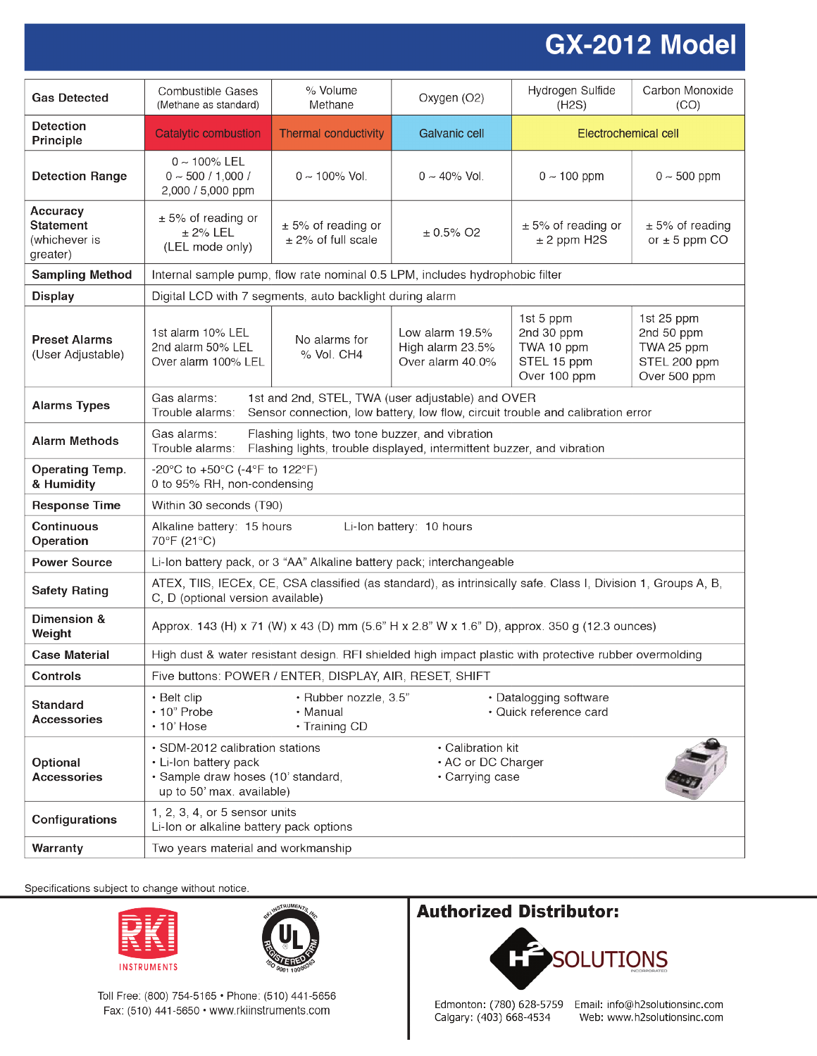# GX-2012 Model

| Gas Detected | Combustible Gases (Methane as standard) | % Volume Methane | Oxygen ($O_2$) | Hydrogen Sulfide ($H_2S$) | Carbon Monoxide (CO) |
|---|---|---|---|---|---|
| **Detection Principle** | Catalytic combustion | Thermal conductivity | Galvanic cell | Electrochemical cell | |
| **Detection Range** | 0 ~ 100% LEL<br>0 ~ 500 / 1,000 / 2,000 / 5,000 ppm | 0 ~ 100% Vol. | 0 ~ 40% Vol. | 0 ~ 100 ppm | 0 ~ 500 ppm |
| **Accuracy Statement** (whichever is greater) | ± 5% of reading or ± 2% LEL (LEL mode only) | ± 5% of reading or ± 2% of full scale | ± 0.5% O2 | ± 5% of reading or ± 2 ppm H2S | ± 5% of reading or ± 5 ppm CO |
| **Sampling Method** | Internal sample pump, flow rate nominal 0.5 LPM, includes hydrophobic filter | | | | |
| **Display** | Digital LCD with 7 segments, auto backlight during alarm | | | | |
| **Preset Alarms** (User Adjustable) | 1st alarm 10% LEL<br>2nd alarm 50% LEL<br>Over alarm 100% LEL | No alarms for % Vol. CH4 | Low alarm 19.5%<br>High alarm 23.5%<br>Over alarm 40.0% | 1st 5 ppm<br>2nd 30 ppm<br>TWA 10 ppm<br>STEL 15 ppm<br>Over 100 ppm | 1st 25 ppm<br>2nd 50 ppm<br>TWA 25 ppm<br>STEL 200 ppm<br>Over 500 ppm |
| **Alarms Types** | Gas alarms: 1st and 2nd, STEL, TWA (user adjustable) and OVER<br>Trouble alarms: Sensor connection, low battery, low flow, circuit trouble and calibration error | | | | |
| **Alarm Methods** | Gas alarms: Flashing lights, two tone buzzer, and vibration<br>Trouble alarms: Flashing lights, trouble displayed, intermittent buzzer, and vibration | | | | |
| **Operating Temp. & Humidity** | -20°C to +50°C (-4°F to 122°F)<br>0 to 95% RH, non-condensing | | | | |
| **Response Time** | Within 30 seconds (T90) | | | | |
| **Continuous Operation** | Alkaline battery: 15 hours Li-Ion battery: 10 hours<br>70°F (21°C) | | | | |
| **Power Source** | Li-Ion battery pack, or 3 "AA" Alkaline battery pack; interchangeable | | | | |
| **Safety Rating** | ATEX, TIIS, IECEx, CE, CSA classified (as standard), as intrinsically safe. Class I, Division 1, Groups A, B, C, D (optional version available) | | | | |
| **Dimension & Weight** | Approx. 143 (H) x 71 (W) x 43 (D) mm (5.6" H x 2.8" W x 1.6" D), approx. 350 g (12.3 ounces) | | | | |
| **Case Material** | High dust & water resistant design. RFI shielded high impact plastic with protective rubber overmolding | | | | |
| **Controls** | Five buttons: POWER / ENTER, DISPLAY, AIR, RESET, SHIFT | | | | |
| **Standard Accessories** | • Belt clip<br>• 10" Probe<br>• 10' Hose<br>• Rubber nozzle, 3.5"<br>• Manual<br>• Training CD<br>• Datalogging software<br>• Quick reference card | | | | |
| **Optional Accessories** | • SDM-2012 calibration stations<br>• Li-Ion battery pack<br>• Sample draw hoses (10' standard, up to 50' max. available)<br>• Calibration kit<br>• AC or DC Charger<br>• Carrying case | | | | |
| **Configurations** | 1, 2, 3, 4, or 5 sensor units<br>Li-Ion or alkaline battery pack options | | | | |
| **Warranty** | Two years material and workmanship | | | | |

Specifications subject to change without notice.

RKI INSTRUMENTS

RKI INSTRUMENTS, INC. UL REGISTERED FIRM ISO 9001 10000363

Toll Free: (800) 754-5165 • Phone: (510) 441-5656
Fax: (510) 441-5650 • www.rkiinstruments.com

**Authorized Distributor:**

H2 SOLUTIONS INCORPORATED

Edmonton: (780) 628-5759 Email: info@h2solutionsinc.com
Calgary: (403) 668-4534 Web: www.h2solutionsinc.com